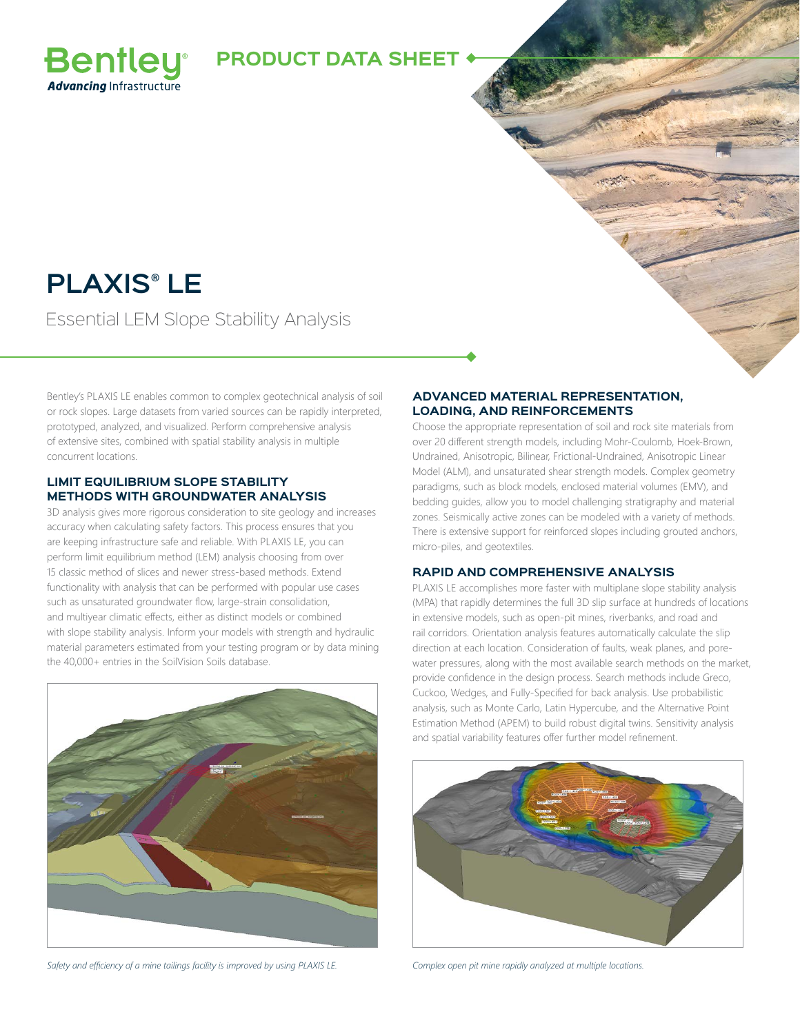**PRODUCT DATA SHEET**

# PLAXIS® LE

Essential LEM Slope Stability Analysis

Bentley's PLAXIS LE enables common to complex geotechnical analysis of soil or rock slopes. Large datasets from varied sources can be rapidly interpreted, prototyped, analyzed, and visualized. Perform comprehensive analysis of extensive sites, combined with spatial stability analysis in multiple concurrent locations.

## LIMIT EQUILIBRIUM SLOPE STABILITY METHODS WITH GROUNDWATER ANALYSIS

3D analysis gives more rigorous consideration to site geology and increases accuracy when calculating safety factors. This process ensures that you are keeping infrastructure safe and reliable. With PLAXIS LE, you can perform limit equilibrium method (LEM) analysis choosing from over 15 classic method of slices and newer stress-based methods. Extend functionality with analysis that can be performed with popular use cases such as unsaturated groundwater flow, large-strain consolidation, and multiyear climatic effects, either as distinct models or combined with slope stability analysis. Inform your models with strength and hydraulic material parameters estimated from your testing program or by data mining the 40,000+ entries in the SoilVision Soils database.

*Safety and efficiency of a mine tailings facility is improved by using PLAXIS LE.*

## ADVANCED MATERIAL REPRESENTATION, LOADING, AND REINFORCEMENTS

Choose the appropriate representation of soil and rock site materials from over 20 different strength models, including Mohr-Coulomb, Hoek-Brown, Undrained, Anisotropic, Bilinear, Frictional-Undrained, Anisotropic Linear Model (ALM), and unsaturated shear strength models. Complex geometry paradigms, such as block models, enclosed material volumes (EMV), and bedding guides, allow you to model challenging stratigraphy and material zones. Seismically active zones can be modeled with a variety of methods. There is extensive support for reinforced slopes including grouted anchors, micro-piles, and geotextiles.

## RAPID AND COMPREHENSIVE ANALYSIS

PLAXIS LE accomplishes more faster with multiplane slope stability analysis (MPA) that rapidly determines the full 3D slip surface at hundreds of locations in extensive models, such as open-pit mines, riverbanks, and road and rail corridors. Orientation analysis features automatically calculate the slip direction at each location. Consideration of faults, weak planes, and pore-water pressures, along with the most available search methods on the market, provide confidence in the design process. Search methods include Greco, Cuckoo, Wedges, and Fully-Specified for back analysis. Use probabilistic analysis, such as Monte Carlo, Latin Hypercube, and the Alternative Point Estimation Method (APEM) to build robust digital twins. Sensitivity analysis and spatial variability features offer further model refinement.

*Complex open pit mine rapidly analyzed at multiple locations.*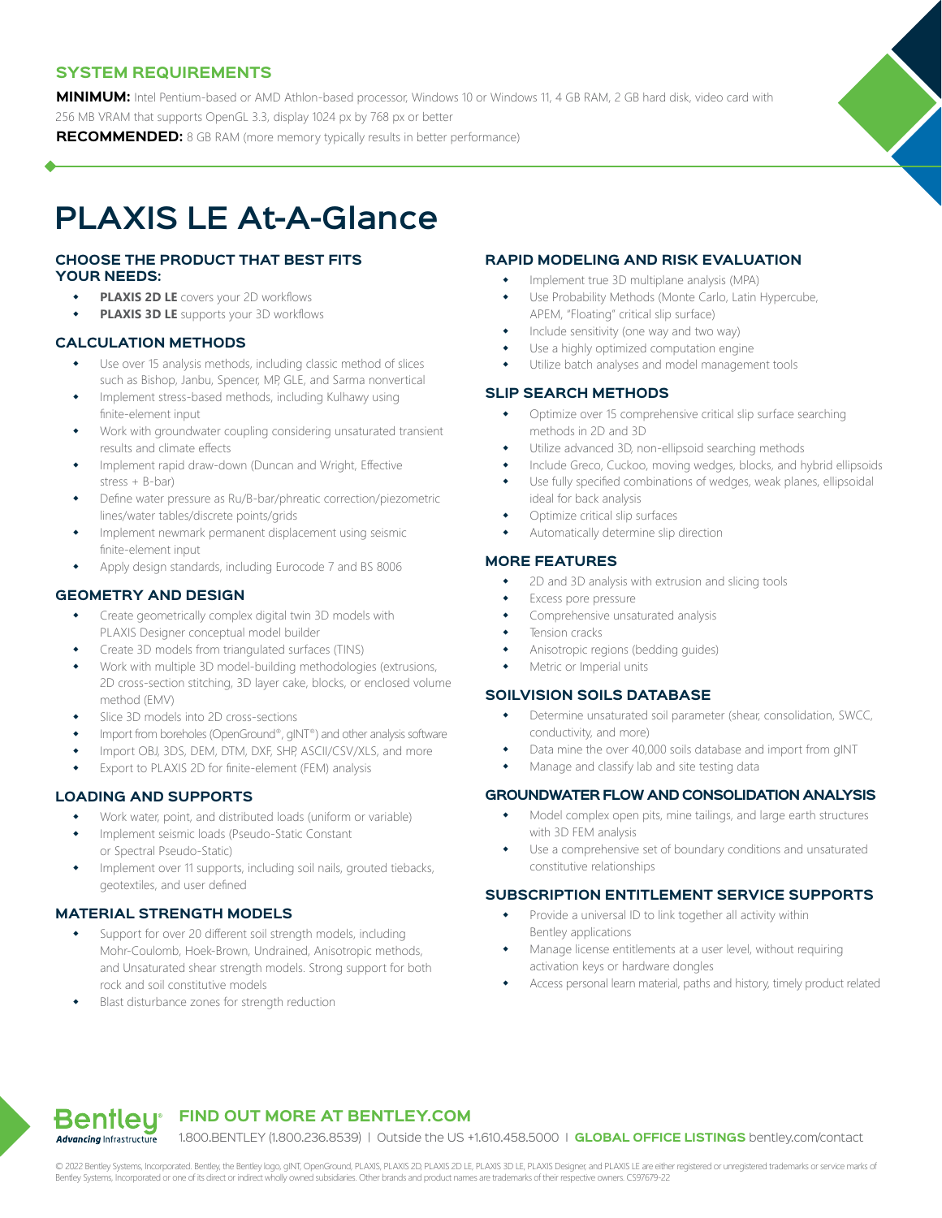## SYSTEM REQUIREMENTS

**MINIMUM:** Intel Pentium-based or AMD Athlon-based processor, Windows 10 or Windows 11, 4 GB RAM, 2 GB hard disk, video card with 256 MB VRAM that supports OpenGL 3.3, display 1024 px by 768 px or better

**RECOMMENDED:** 8 GB RAM (more memory typically results in better performance)

# PLAXIS LE At-A-Glance

### CHOOSE THE PRODUCT THAT BEST FITS YOUR NEEDS:

- **PLAXIS 2D LE** covers your 2D workflows
- **PLAXIS 3D LE** supports your 3D workflows

### CALCULATION METHODS

- Use over 15 analysis methods, including classic method of slices such as Bishop, Janbu, Spencer, MP, GLE, and Sarma nonvertical
- Implement stress-based methods, including Kulhawy using finite-element input
- Work with groundwater coupling considering unsaturated transient results and climate effects
- Implement rapid draw-down (Duncan and Wright, Effective stress + B-bar)
- Define water pressure as Ru/B-bar/phreatic correction/piezometric lines/water tables/discrete points/grids
- Implement newmark permanent displacement using seismic finite-element input
- Apply design standards, including Eurocode 7 and BS 8006

### GEOMETRY AND DESIGN

- Create geometrically complex digital twin 3D models with PLAXIS Designer conceptual model builder
- Create 3D models from triangulated surfaces (TINS)
- Work with multiple 3D model-building methodologies (extrusions, 2D cross-section stitching, 3D layer cake, blocks, or enclosed volume method (EMV)
- Slice 3D models into 2D cross-sections
- Import from boreholes (OpenGround®, gINT®) and other analysis software
- Import OBJ, 3DS, DEM, DTM, DXF, SHP, ASCII/CSV/XLS, and more
- Export to PLAXIS 2D for finite-element (FEM) analysis

### LOADING AND SUPPORTS

- Work water, point, and distributed loads (uniform or variable)
- Implement seismic loads (Pseudo-Static Constant or Spectral Pseudo-Static)
- Implement over 11 supports, including soil nails, grouted tiebacks, geotextiles, and user defined

### MATERIAL STRENGTH MODELS

- Support for over 20 different soil strength models, including Mohr-Coulomb, Hoek-Brown, Undrained, Anisotropic methods, and Unsaturated shear strength models. Strong support for both rock and soil constitutive models
- Blast disturbance zones for strength reduction

### RAPID MODELING AND RISK EVALUATION

- Implement true 3D multiplane analysis (MPA)
- Use Probability Methods (Monte Carlo, Latin Hypercube, APEM, "Floating" critical slip surface)
- Include sensitivity (one way and two way)
- Use a highly optimized computation engine
- Utilize batch analyses and model management tools

### SLIP SEARCH METHODS

- Optimize over 15 comprehensive critical slip surface searching methods in 2D and 3D
- Utilize advanced 3D, non-ellipsoid searching methods
- Include Greco, Cuckoo, moving wedges, blocks, and hybrid ellipsoids
- Use fully specified combinations of wedges, weak planes, ellipsoidal ideal for back analysis
- Optimize critical slip surfaces
- Automatically determine slip direction

### MORE FEATURES

- 2D and 3D analysis with extrusion and slicing tools
- Excess pore pressure
- Comprehensive unsaturated analysis
- Tension cracks
- Anisotropic regions (bedding guides)
- Metric or Imperial units

### SOILVISION SOILS DATABASE

- Determine unsaturated soil parameter (shear, consolidation, SWCC, conductivity, and more)
- Data mine the over 40,000 soils database and import from gINT
- Manage and classify lab and site testing data

### GROUNDWATER FLOW AND CONSOLIDATION ANALYSIS

- Model complex open pits, mine tailings, and large earth structures with 3D FEM analysis
- Use a comprehensive set of boundary conditions and unsaturated constitutive relationships

### SUBSCRIPTION ENTITLEMENT SERVICE SUPPORTS

- Provide a universal ID to link together all activity within Bentley applications
- Manage license entitlements at a user level, without requiring activation keys or hardware dongles
- Access personal learn material, paths and history, timely product related

**Bentley®** *Advancing Infrastructure*

**FIND OUT MORE AT BENTLEY.COM**

1.800.BENTLEY (1.800.236.8539) | Outside the US +1.610.458.5000 | **GLOBAL OFFICE LISTINGS** bentley.com/contact

© 2022 Bentley Systems, Incorporated. Bentley, the Bentley logo, gINT, OpenGround, PLAXIS, PLAXIS 2D, PLAXIS 2D LE, PLAXIS 3D LE, PLAXIS Designer, and PLAXIS LE are either registered or unregistered trademarks or service marks of Bentley Systems, Incorporated or one of its direct or indirect wholly owned subsidiaries. Other brands and product names are trademarks of their respective owners. CS97679-22